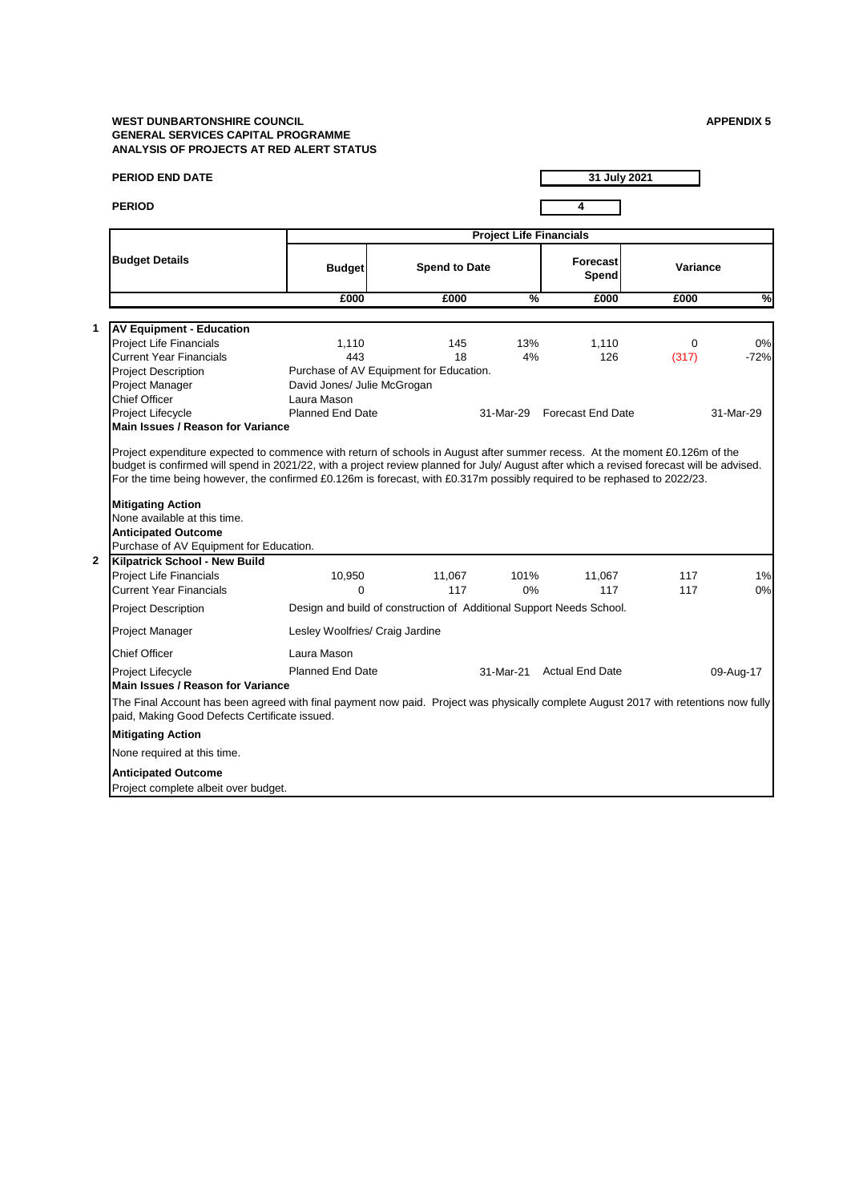**WEST DUNBARTONSHIRE COUNCIL**
**GENERAL SERVICES CAPITAL PROGRAMME**
**ANALYSIS OF PROJECTS AT RED ALERT STATUS**

**APPENDIX 5**

**PERIOD END DATE** 31 July 2021

**PERIOD** 4

| | Budget Details | Project Life Financials | | | | | |
|---|---|---|---|---|---|---|---|
| | | Budget | Spend to Date | | Forecast Spend | Variance | |
| | | £000 | £000 | % | £000 | £000 | % |
| **1** | **AV Equipment - Education** | | | | | | |
| | Project Life Financials | 1,110 | 145 | 13% | 1,110 | 0 | 0% |
| | Current Year Financials | 443 | 18 | 4% | 126 | (317) | -72% |
| | Project Description | Purchase of AV Equipment for Education. | | | | | |
| | Project Manager | David Jones/ Julie McGrogan | | | | | |
| | Chief Officer | Laura Mason | | | | | |
| | Project Lifecycle | Planned End Date | | 31-Mar-29 | Forecast End Date | | 31-Mar-29 |
| **2** | **Kilpatrick School - New Build** | | | | | | |
| | Project Life Financials | 10,950 | 11,067 | 101% | 11,067 | 117 | 1% |
| | Current Year Financials | 0 | 117 | 0% | 117 | 117 | 0% |
| | Project Description | Design and build of construction of Additional Support Needs School. | | | | | |
| | Project Manager | Lesley Woolfries/ Craig Jardine | | | | | |
| | Chief Officer | Laura Mason | | | | | |
| | Project Lifecycle | Planned End Date | | 31-Mar-21 | Actual End Date | | 09-Aug-17 |

**1 AV Equipment - Education**

**Main Issues / Reason for Variance**

Project expenditure expected to commence with return of schools in August after summer recess. At the moment £0.126m of the budget is confirmed will spend in 2021/22, with a project review planned for July/ August after which a revised forecast will be advised. For the time being however, the confirmed £0.126m is forecast, with £0.317m possibly required to be rephased to 2022/23.

**Mitigating Action**

None available at this time.

**Anticipated Outcome**

Purchase of AV Equipment for Education.

**2 Kilpatrick School - New Build**

**Main Issues / Reason for Variance**

The Final Account has been agreed with final payment now paid. Project was physically complete August 2017 with retentions now fully paid, Making Good Defects Certificate issued.

**Mitigating Action**

None required at this time.

**Anticipated Outcome**

Project complete albeit over budget.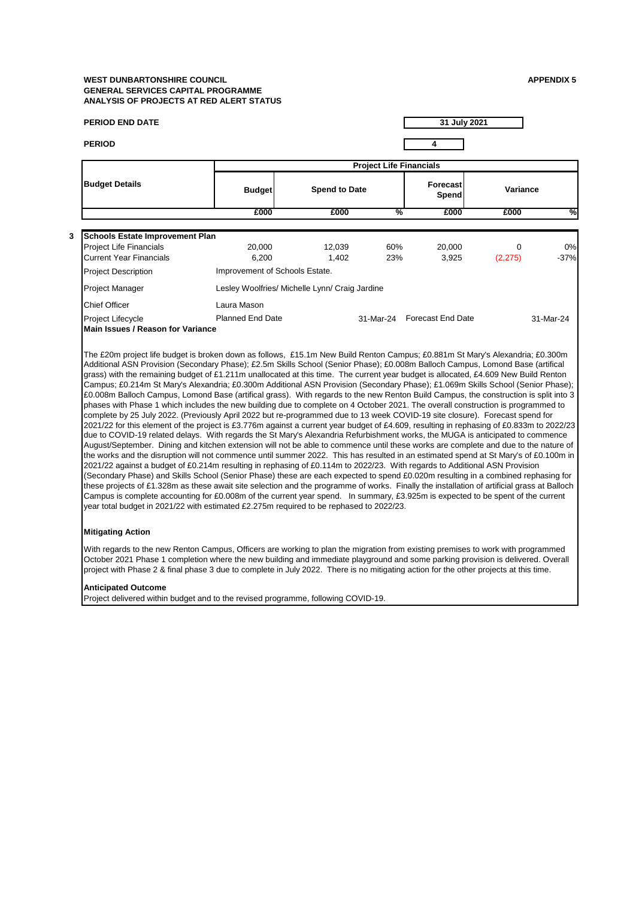**WEST DUNBARTONSHIRE COUNCIL**
**GENERAL SERVICES CAPITAL PROGRAMME**
**ANALYSIS OF PROJECTS AT RED ALERT STATUS**

**APPENDIX 5**

**PERIOD END DATE** 31 July 2021

**PERIOD** 4

| Budget Details | Project Life Financials | | | | | |
|---|---|---|---|---|---|---|
| | Budget | Spend to Date | | Forecast Spend | Variance | |
| | £000 | £000 | % | £000 | £000 | % |
| **3 Schools Estate Improvement Plan** | | | | | | |
| Project Life Financials | 20,000 | 12,039 | 60% | 20,000 | 0 | 0% |
| Current Year Financials | 6,200 | 1,402 | 23% | 3,925 | (2,275) | -37% |

| | |
|---|---|
| Project Description | Improvement of Schools Estate. |
| Project Manager | Lesley Woolfries/ Michelle Lynn/ Craig Jardine |
| Chief Officer | Laura Mason |
| Project Lifecycle | Planned End Date 31-Mar-24 Forecast End Date 31-Mar-24 |

**Main Issues / Reason for Variance**

The £20m project life budget is broken down as follows, £15.1m New Build Renton Campus; £0.881m St Mary's Alexandria; £0.300m Additional ASN Provision (Secondary Phase); £2.5m Skills School (Senior Phase); £0.008m Balloch Campus, Lomond Base (artifical grass) with the remaining budget of £1.211m unallocated at this time. The current year budget is allocated, £4.609 New Build Renton Campus; £0.214m St Mary's Alexandria; £0.300m Additional ASN Provision (Secondary Phase); £1.069m Skills School (Senior Phase); £0.008m Balloch Campus, Lomond Base (artifical grass). With regards to the new Renton Build Campus, the construction is split into 3 phases with Phase 1 which includes the new building due to complete on 4 October 2021. The overall construction is programmed to complete by 25 July 2022. (Previously April 2022 but re-programmed due to 13 week COVID-19 site closure). Forecast spend for 2021/22 for this element of the project is £3.776m against a current year budget of £4.609, resulting in rephasing of £0.833m to 2022/23 due to COVID-19 related delays. With regards the St Mary's Alexandria Refurbishment works, the MUGA is anticipated to commence August/September. Dining and kitchen extension will not be able to commence until these works are complete and due to the nature of the works and the disruption will not commence until summer 2022. This has resulted in an estimated spend at St Mary's of £0.100m in 2021/22 against a budget of £0.214m resulting in rephasing of £0.114m to 2022/23. With regards to Additional ASN Provision (Secondary Phase) and Skills School (Senior Phase) these are each expected to spend £0.020m resulting in a combined rephasing for these projects of £1.328m as these await site selection and the programme of works. Finally the installation of artificial grass at Balloch Campus is complete accounting for £0.008m of the current year spend. In summary, £3.925m is expected to be spent of the current year total budget in 2021/22 with estimated £2.275m required to be rephased to 2022/23.

**Mitigating Action**

With regards to the new Renton Campus, Officers are working to plan the migration from existing premises to work with programmed October 2021 Phase 1 completion where the new building and immediate playground and some parking provision is delivered. Overall project with Phase 2 & final phase 3 due to complete in July 2022. There is no mitigating action for the other projects at this time.

**Anticipated Outcome**

Project delivered within budget and to the revised programme, following COVID-19.